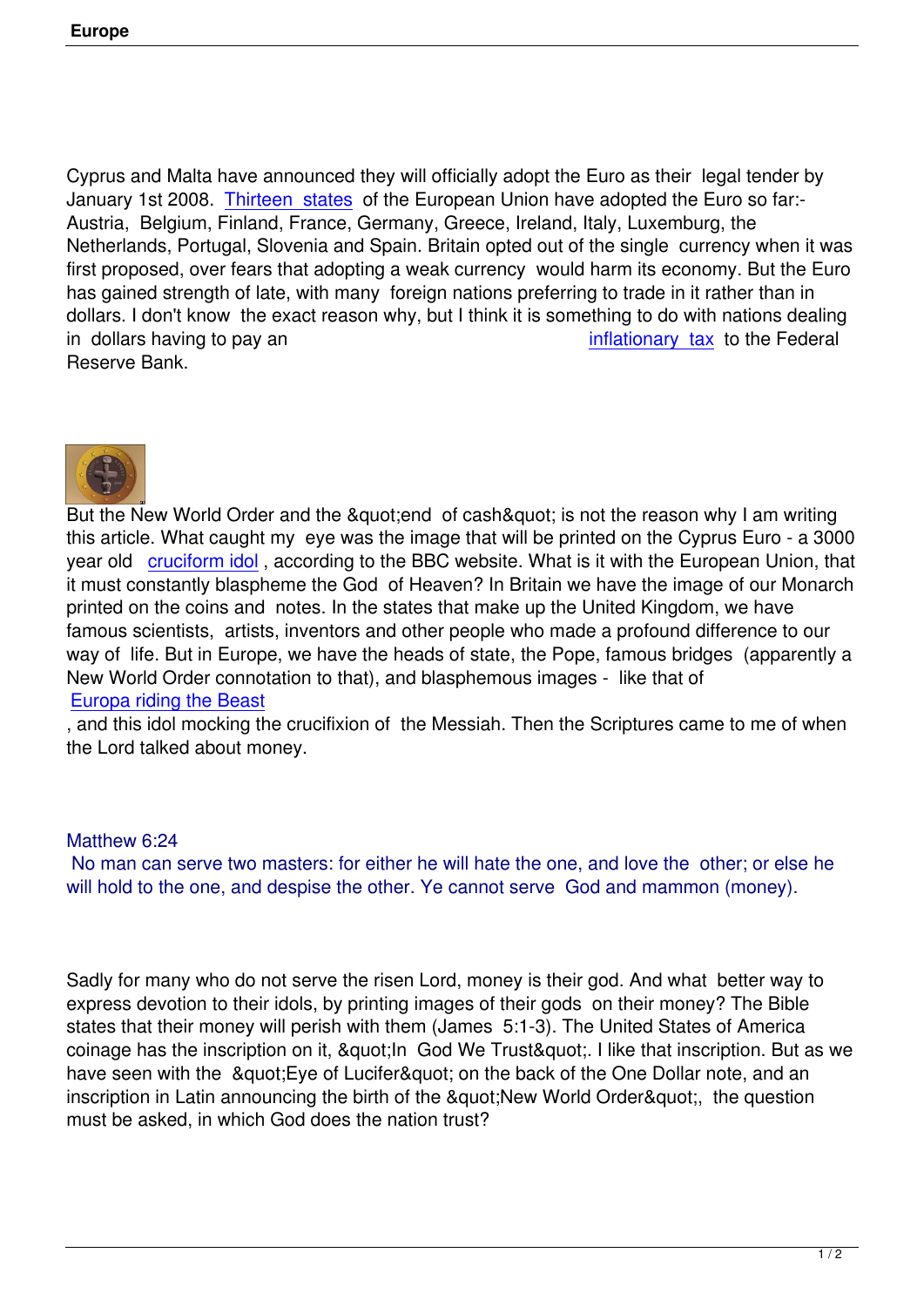Cyprus and Malta have announced they will officially adopt the Euro as their legal tender by January 1st 2008. Thirteen states of the European Union have adopted the Euro so far:- Austria, Belgium, Finland, France, Germany, Greece, Ireland, Italy, Luxemburg, the Netherlands, Portugal, Slovenia and Spain. Britain opted out of the single currency when it was first proposed, over fears that adopting a weak currency would harm its economy. But the Euro has gained strength of late, with many foreign nations preferring to trade in it rather than in dollars. I don't know the exact reason why, but I think it is something to do with nations dealing in dollars having to pay an inflationary tax to the Federal Reserve Bank.

But the New World Order and the &quot;end of cash&quot; is not the reason why I am writing this article. What caught my eye was the image that will be printed on the Cyprus Euro - a 3000 year old cruciform idol , according to the BBC website. What is it with the European Union, that it must constantly blaspheme the God of Heaven? In Britain we have the image of our Monarch printed on the coins and notes. In the states that make up the United Kingdom, we have famous scientists, artists, inventors and other people who made a profound difference to our way of life. But in Europe, we have the heads of state, the Pope, famous bridges (apparently a New World Order connotation to that), and blasphemous images - like that of Europa riding the Beast , and this idol mocking the crucifixion of the Messiah. Then the Scriptures came to me of when the Lord talked about money.

Matthew 6:24
No man can serve two masters: for either he will hate the one, and love the other; or else he will hold to the one, and despise the other. Ye cannot serve God and mammon (money).

Sadly for many who do not serve the risen Lord, money is their god. And what better way to express devotion to their idols, by printing images of their gods on their money? The Bible states that their money will perish with them (James 5:1-3). The United States of America coinage has the inscription on it, &quot;In God We Trust&quot;. I like that inscription. But as we have seen with the &quot;Eye of Lucifer&quot; on the back of the One Dollar note, and an inscription in Latin announcing the birth of the &quot;New World Order&quot;, the question must be asked, in which God does the nation trust?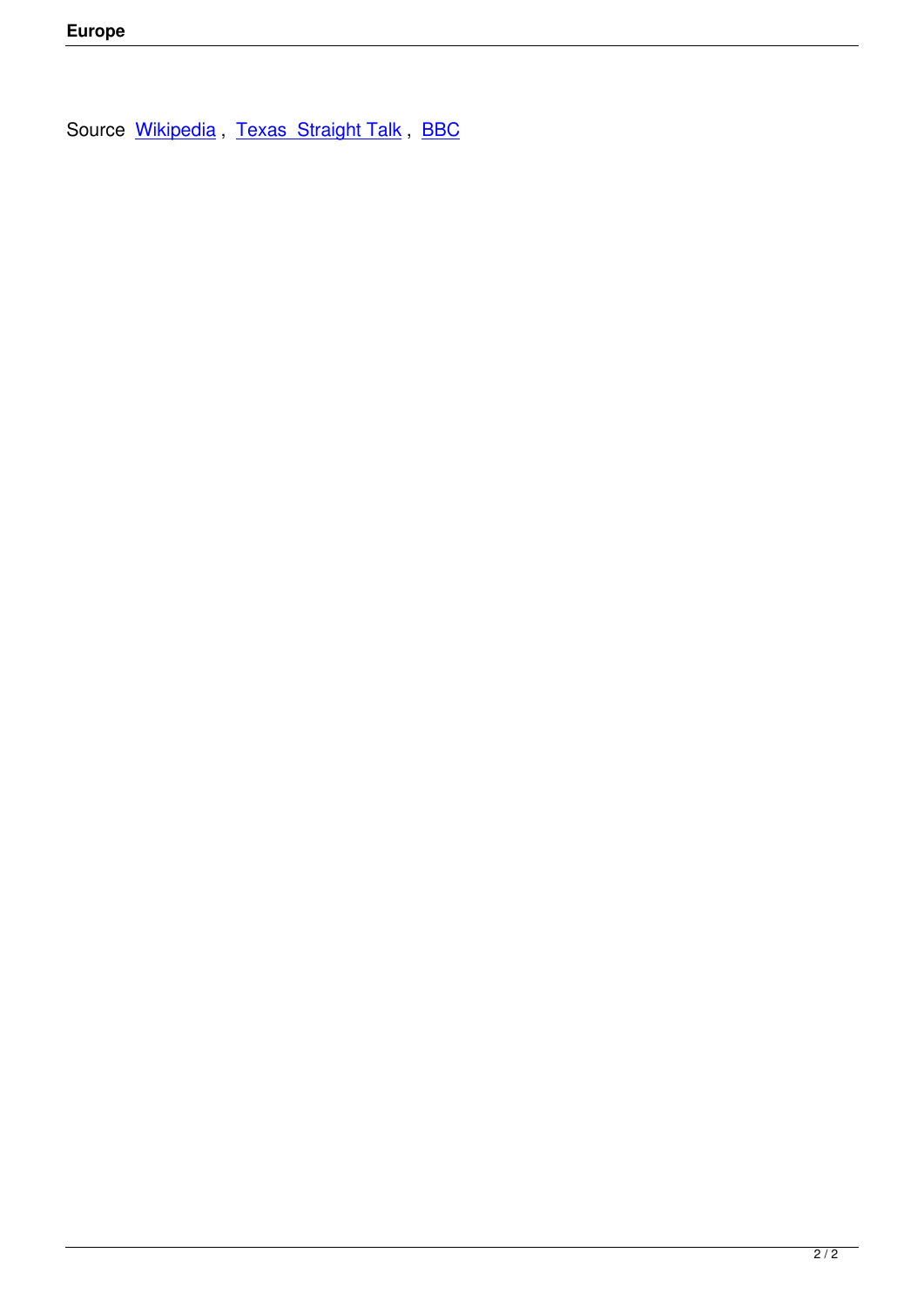Source [Wikipedia](), [Texas Straight Talk](), [BBC]()